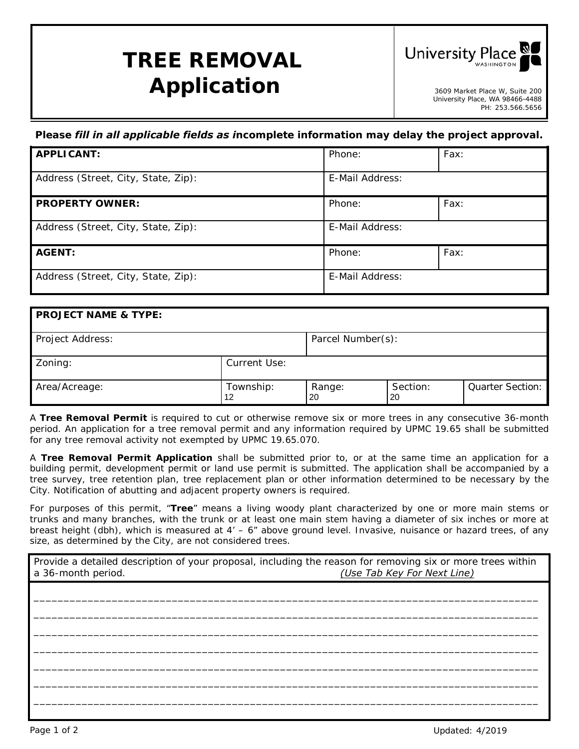# TREE REMOVAL Application

University Place WASHINGTON

3609 Market Place W, Suite 200
University Place, WA 98466-4488
PH: 253.566.5656

**Please *fill in all applicable fields as i*ncomplete information may delay the project approval.**

| **APPLICANT:** | Phone: | Fax: |
|---|---|---|
| Address (Street, City, State, Zip): | E-Mail Address: | |
| **PROPERTY OWNER:** | Phone: | Fax: |
| Address (Street, City, State, Zip): | E-Mail Address: | |
| **AGENT:** | Phone: | Fax: |
| Address (Street, City, State, Zip): | E-Mail Address: | |

| **PROJECT NAME & TYPE:** | | | | |
|---|---|---|---|---|
| Project Address: | | Parcel Number(s): | | |
| Zoning: | Current Use: | | | |
| Area/Acreage: | Township: 12 | Range: 20 | Section: 20 | Quarter Section: |

A **Tree Removal Permit** is required to cut or otherwise remove six or more trees in any consecutive 36-month period. An application for a tree removal permit and any information required by UPMC 19.65 shall be submitted for any tree removal activity not exempted by UPMC 19.65.070.

A **Tree Removal Permit Application** shall be submitted prior to, or at the same time an application for a building permit, development permit or land use permit is submitted. The application shall be accompanied by a tree survey, tree retention plan, tree replacement plan or other information determined to be necessary by the City. Notification of abutting and adjacent property owners is required.

For purposes of this permit, "**Tree**" means a living woody plant characterized by one or more main stems or trunks and many branches, with the trunk or at least one main stem having a diameter of six inches or more at breast height (dbh), which is measured at 4' – 6" above ground level. Invasive, nuisance or hazard trees, of any size, as determined by the City, are not considered trees.

Provide a detailed description of your proposal, including the reason for removing six or more trees within a 36-month period. *(Use Tab Key For Next Line)*

_______________________________________________________________________________________

_______________________________________________________________________________________

_______________________________________________________________________________________

_______________________________________________________________________________________

_______________________________________________________________________________________

_______________________________________________________________________________________

_______________________________________________________________________________________

Updated: 4/2019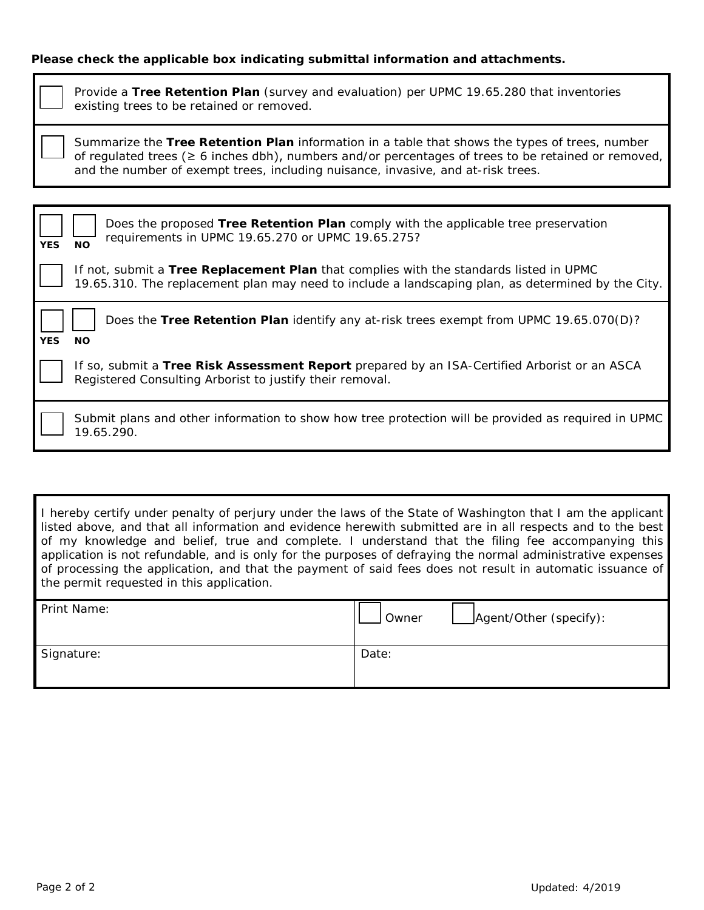**Please check the applicable box indicating submittal information and attachments.**

- ☐ Provide a **Tree Retention Plan** (survey and evaluation) per UPMC 19.65.280 that inventories existing trees to be retained or removed.
- ☐ Summarize the **Tree Retention Plan** information in a table that shows the types of trees, number of regulated trees (≥ 6 inches dbh), numbers and/or percentages of trees to be retained or removed, and the number of exempt trees, including nuisance, invasive, and at-risk trees.

☐ **YES** ☐ **NO** Does the proposed **Tree Retention Plan** comply with the applicable tree preservation requirements in UPMC 19.65.270 or UPMC 19.65.275?

- ☐ If not, submit a **Tree Replacement Plan** that complies with the standards listed in UPMC 19.65.310. The replacement plan may need to include a landscaping plan, as determined by the City.

☐ **YES** ☐ **NO** Does the **Tree Retention Plan** identify any at-risk trees exempt from UPMC 19.65.070(D)?

- ☐ If so, submit a **Tree Risk Assessment Report** prepared by an ISA-Certified Arborist or an ASCA Registered Consulting Arborist to justify their removal.

- ☐ Submit plans and other information to show how tree protection will be provided as required in UPMC 19.65.290.

I hereby certify under penalty of perjury under the laws of the State of Washington that I am the applicant listed above, and that all information and evidence herewith submitted are in all respects and to the best of my knowledge and belief, true and complete. I understand that the filing fee accompanying this application is not refundable, and is only for the purposes of defraying the normal administrative expenses of processing the application, and that the payment of said fees does not result in automatic issuance of the permit requested in this application.

| | |
|---|---|
| Print Name: | ☐ Owner ☐ Agent/Other (specify): |
| Signature: | Date: |

Updated: 4/2019